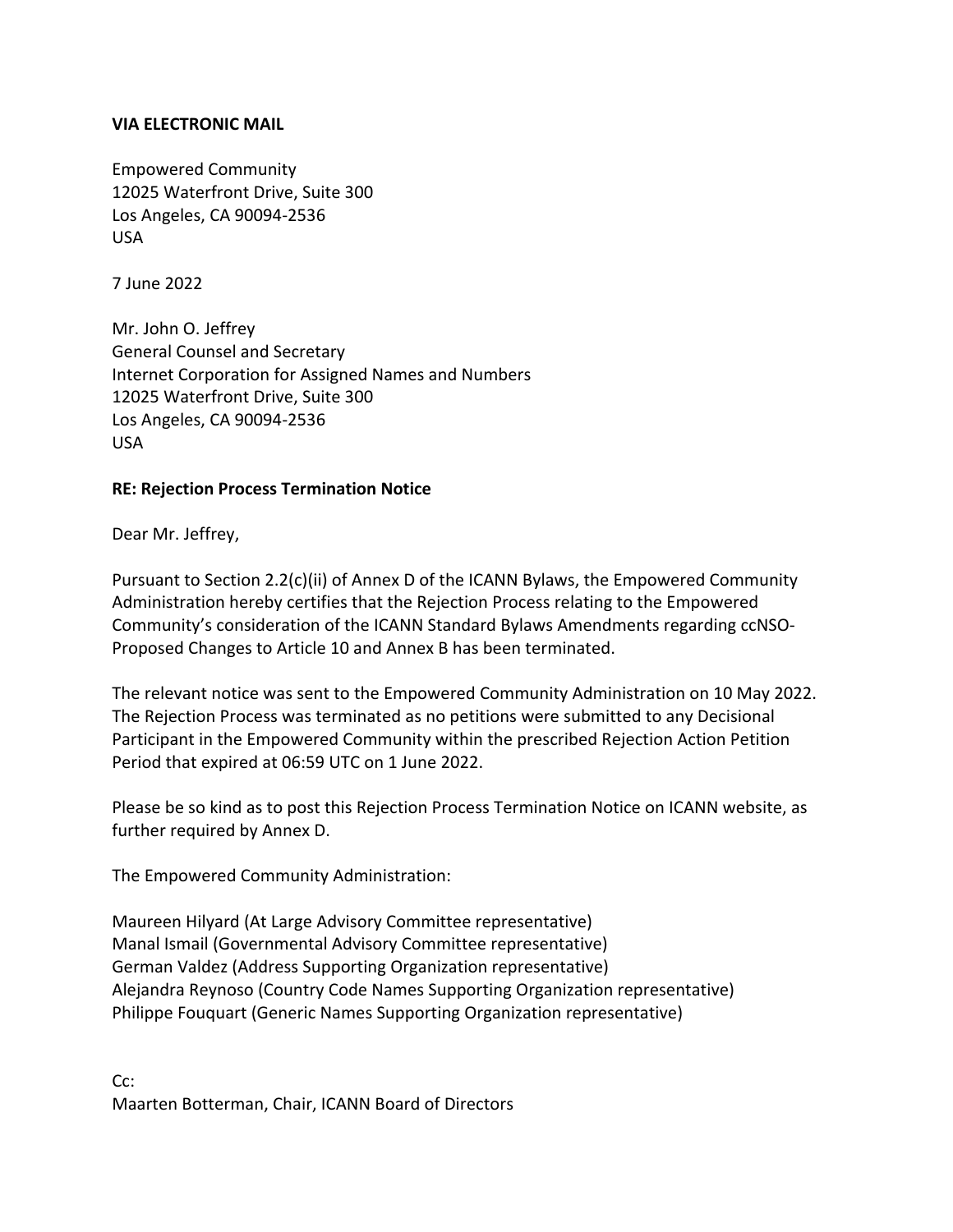**VIA ELECTRONIC MAIL**

Empowered Community
12025 Waterfront Drive, Suite 300
Los Angeles, CA 90094-2536
USA

7 June 2022

Mr. John O. Jeffrey
General Counsel and Secretary
Internet Corporation for Assigned Names and Numbers
12025 Waterfront Drive, Suite 300
Los Angeles, CA 90094-2536
USA

**RE: Rejection Process Termination Notice**

Dear Mr. Jeffrey,

Pursuant to Section 2.2(c)(ii) of Annex D of the ICANN Bylaws, the Empowered Community Administration hereby certifies that the Rejection Process relating to the Empowered Community's consideration of the ICANN Standard Bylaws Amendments regarding ccNSO-Proposed Changes to Article 10 and Annex B has been terminated.

The relevant notice was sent to the Empowered Community Administration on 10 May 2022. The Rejection Process was terminated as no petitions were submitted to any Decisional Participant in the Empowered Community within the prescribed Rejection Action Petition Period that expired at 06:59 UTC on 1 June 2022.

Please be so kind as to post this Rejection Process Termination Notice on ICANN website, as further required by Annex D.

The Empowered Community Administration:

Maureen Hilyard (At Large Advisory Committee representative)
Manal Ismail (Governmental Advisory Committee representative)
German Valdez (Address Supporting Organization representative)
Alejandra Reynoso (Country Code Names Supporting Organization representative)
Philippe Fouquart (Generic Names Supporting Organization representative)

Cc:
Maarten Botterman, Chair, ICANN Board of Directors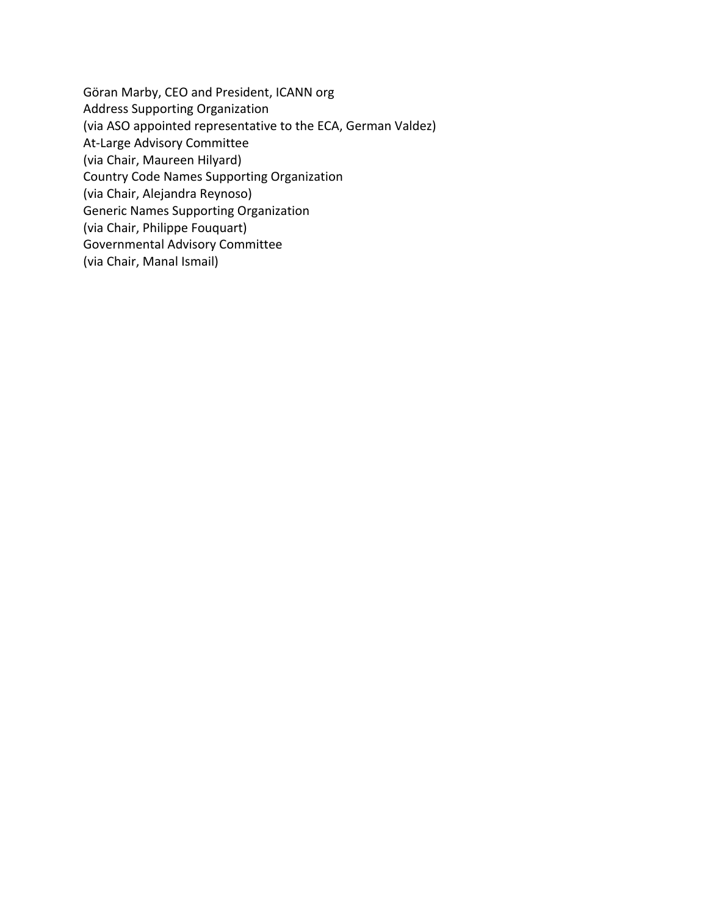Göran Marby, CEO and President, ICANN org
Address Supporting Organization
(via ASO appointed representative to the ECA, German Valdez)
At-Large Advisory Committee
(via Chair, Maureen Hilyard)
Country Code Names Supporting Organization
(via Chair, Alejandra Reynoso)
Generic Names Supporting Organization
(via Chair, Philippe Fouquart)
Governmental Advisory Committee
(via Chair, Manal Ismail)